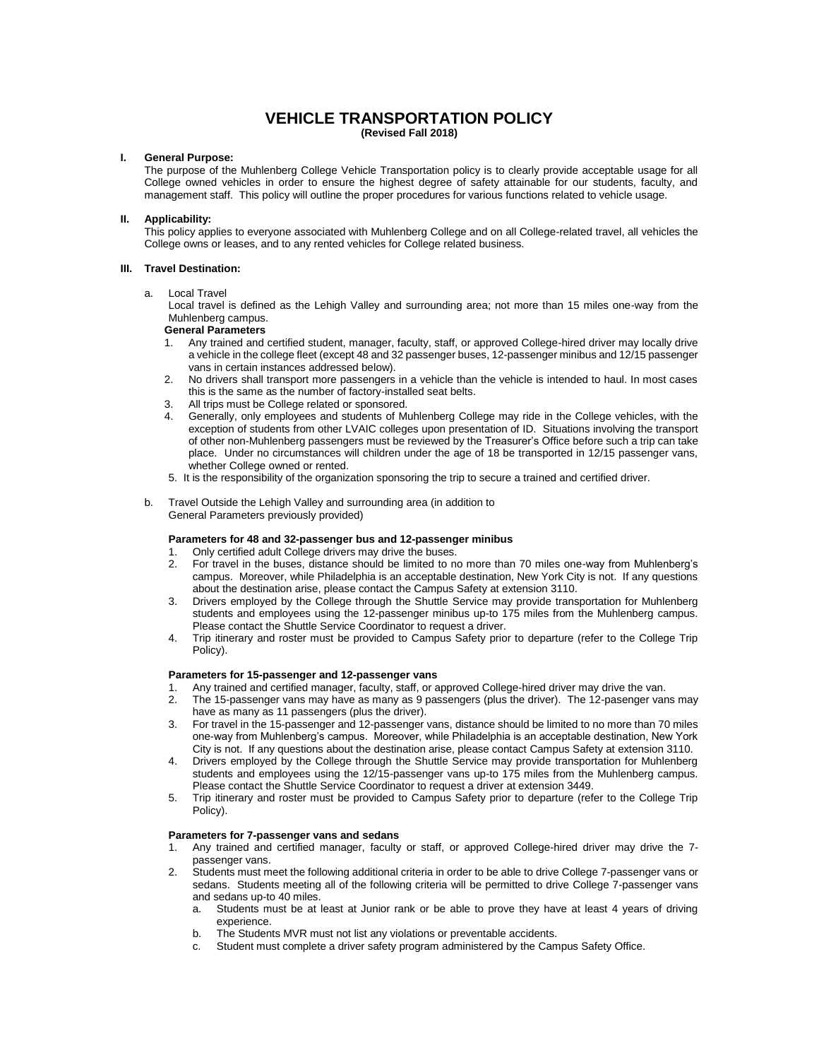# VEHICLE TRANSPORTATION POLICY

**(Revised Fall 2018)**

## I. General Purpose:

The purpose of the Muhlenberg College Vehicle Transportation policy is to clearly provide acceptable usage for all College owned vehicles in order to ensure the highest degree of safety attainable for our students, faculty, and management staff. This policy will outline the proper procedures for various functions related to vehicle usage.

## II. Applicability:

This policy applies to everyone associated with Muhlenberg College and on all College-related travel, all vehicles the College owns or leases, and to any rented vehicles for College related business.

## III. Travel Destination:

a. Local Travel

Local travel is defined as the Lehigh Valley and surrounding area; not more than 15 miles one-way from the Muhlenberg campus.

**General Parameters**

1. Any trained and certified student, manager, faculty, staff, or approved College-hired driver may locally drive a vehicle in the college fleet (except 48 and 32 passenger buses, 12-passenger minibus and 12/15 passenger vans in certain instances addressed below).
2. No drivers shall transport more passengers in a vehicle than the vehicle is intended to haul. In most cases this is the same as the number of factory-installed seat belts.
3. All trips must be College related or sponsored.
4. Generally, only employees and students of Muhlenberg College may ride in the College vehicles, with the exception of students from other LVAIC colleges upon presentation of ID. Situations involving the transport of other non-Muhlenberg passengers must be reviewed by the Treasurer's Office before such a trip can take place. Under no circumstances will children under the age of 18 be transported in 12/15 passenger vans, whether College owned or rented.
5. It is the responsibility of the organization sponsoring the trip to secure a trained and certified driver.

b. Travel Outside the Lehigh Valley and surrounding area (in addition to General Parameters previously provided)

**Parameters for 48 and 32-passenger bus and 12-passenger minibus**

1. Only certified adult College drivers may drive the buses.
2. For travel in the buses, distance should be limited to no more than 70 miles one-way from Muhlenberg's campus. Moreover, while Philadelphia is an acceptable destination, New York City is not. If any questions about the destination arise, please contact the Campus Safety at extension 3110.
3. Drivers employed by the College through the Shuttle Service may provide transportation for Muhlenberg students and employees using the 12-passenger minibus up-to 175 miles from the Muhlenberg campus. Please contact the Shuttle Service Coordinator to request a driver.
4. Trip itinerary and roster must be provided to Campus Safety prior to departure (refer to the College Trip Policy).

**Parameters for 15-passenger and 12-passenger vans**

1. Any trained and certified manager, faculty, staff, or approved College-hired driver may drive the van.
2. The 15-passenger vans may have as many as 9 passengers (plus the driver). The 12-pasenger vans may have as many as 11 passengers (plus the driver).
3. For travel in the 15-passenger and 12-passenger vans, distance should be limited to no more than 70 miles one-way from Muhlenberg's campus. Moreover, while Philadelphia is an acceptable destination, New York City is not. If any questions about the destination arise, please contact Campus Safety at extension 3110.
4. Drivers employed by the College through the Shuttle Service may provide transportation for Muhlenberg students and employees using the 12/15-passenger vans up-to 175 miles from the Muhlenberg campus. Please contact the Shuttle Service Coordinator to request a driver at extension 3449.
5. Trip itinerary and roster must be provided to Campus Safety prior to departure (refer to the College Trip Policy).

**Parameters for 7-passenger vans and sedans**

1. Any trained and certified manager, faculty or staff, or approved College-hired driver may drive the 7-passenger vans.
2. Students must meet the following additional criteria in order to be able to drive College 7-passenger vans or sedans. Students meeting all of the following criteria will be permitted to drive College 7-passenger vans and sedans up-to 40 miles.
   a. Students must be at least at Junior rank or be able to prove they have at least 4 years of driving experience.
   b. The Students MVR must not list any violations or preventable accidents.
   c. Student must complete a driver safety program administered by the Campus Safety Office.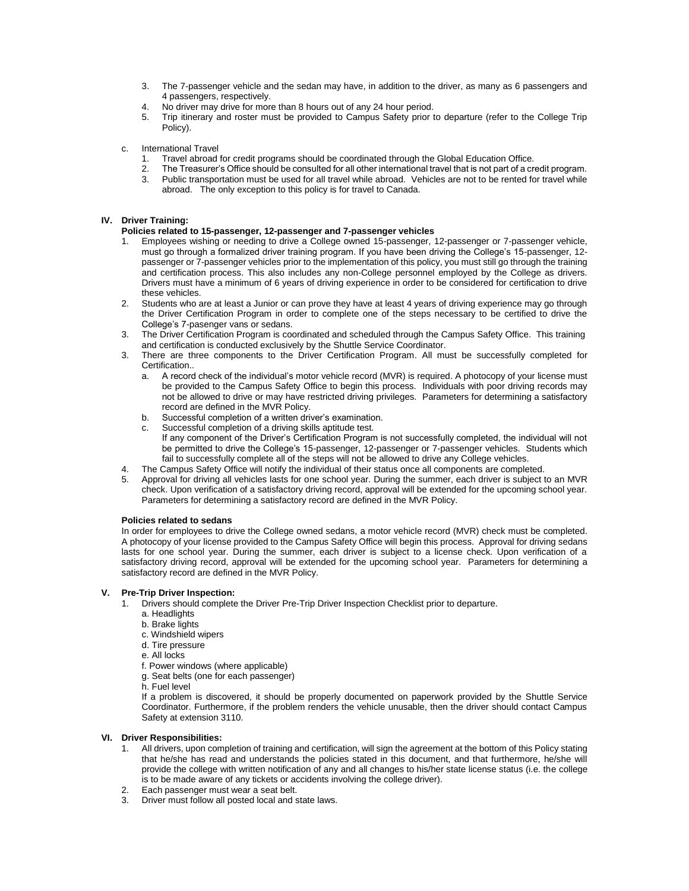3. The 7-passenger vehicle and the sedan may have, in addition to the driver, as many as 6 passengers and 4 passengers, respectively.
4. No driver may drive for more than 8 hours out of any 24 hour period.
5. Trip itinerary and roster must be provided to Campus Safety prior to departure (refer to the College Trip Policy).

c. International Travel

1. Travel abroad for credit programs should be coordinated through the Global Education Office.
2. The Treasurer's Office should be consulted for all other international travel that is not part of a credit program.
3. Public transportation must be used for all travel while abroad. Vehicles are not to be rented for travel while abroad. The only exception to this policy is for travel to Canada.

## IV. Driver Training:

**Policies related to 15-passenger, 12-passenger and 7-passenger vehicles**

1. Employees wishing or needing to drive a College owned 15-passenger, 12-passenger or 7-passenger vehicle, must go through a formalized driver training program. If you have been driving the College's 15-passenger, 12-passenger or 7-passenger vehicles prior to the implementation of this policy, you must still go through the training and certification process. This also includes any non-College personnel employed by the College as drivers. Drivers must have a minimum of 6 years of driving experience in order to be considered for certification to drive these vehicles.
2. Students who are at least a Junior or can prove they have at least 4 years of driving experience may go through the Driver Certification Program in order to complete one of the steps necessary to be certified to drive the College's 7-pasenger vans or sedans.
3. The Driver Certification Program is coordinated and scheduled through the Campus Safety Office. This training and certification is conducted exclusively by the Shuttle Service Coordinator.
3. There are three components to the Driver Certification Program. All must be successfully completed for Certification..
   a. A record check of the individual's motor vehicle record (MVR) is required. A photocopy of your license must be provided to the Campus Safety Office to begin this process. Individuals with poor driving records may not be allowed to drive or may have restricted driving privileges. Parameters for determining a satisfactory record are defined in the MVR Policy.
   b. Successful completion of a written driver's examination.
   c. Successful completion of a driving skills aptitude test.
   If any component of the Driver's Certification Program is not successfully completed, the individual will not be permitted to drive the College's 15-passenger, 12-passenger or 7-passenger vehicles. Students which fail to successfully complete all of the steps will not be allowed to drive any College vehicles.
4. The Campus Safety Office will notify the individual of their status once all components are completed.
5. Approval for driving all vehicles lasts for one school year. During the summer, each driver is subject to an MVR check. Upon verification of a satisfactory driving record, approval will be extended for the upcoming school year. Parameters for determining a satisfactory record are defined in the MVR Policy.

**Policies related to sedans**

In order for employees to drive the College owned sedans, a motor vehicle record (MVR) check must be completed. A photocopy of your license provided to the Campus Safety Office will begin this process. Approval for driving sedans lasts for one school year. During the summer, each driver is subject to a license check. Upon verification of a satisfactory driving record, approval will be extended for the upcoming school year. Parameters for determining a satisfactory record are defined in the MVR Policy.

## V. Pre-Trip Driver Inspection:

1. Drivers should complete the Driver Pre-Trip Driver Inspection Checklist prior to departure.
   a. Headlights
   b. Brake lights
   c. Windshield wipers
   d. Tire pressure
   e. All locks
   f. Power windows (where applicable)
   g. Seat belts (one for each passenger)
   h. Fuel level
   If a problem is discovered, it should be properly documented on paperwork provided by the Shuttle Service Coordinator. Furthermore, if the problem renders the vehicle unusable, then the driver should contact Campus Safety at extension 3110.

## VI. Driver Responsibilities:

1. All drivers, upon completion of training and certification, will sign the agreement at the bottom of this Policy stating that he/she has read and understands the policies stated in this document, and that furthermore, he/she will provide the college with written notification of any and all changes to his/her state license status (i.e. the college is to be made aware of any tickets or accidents involving the college driver).
2. Each passenger must wear a seat belt.
3. Driver must follow all posted local and state laws.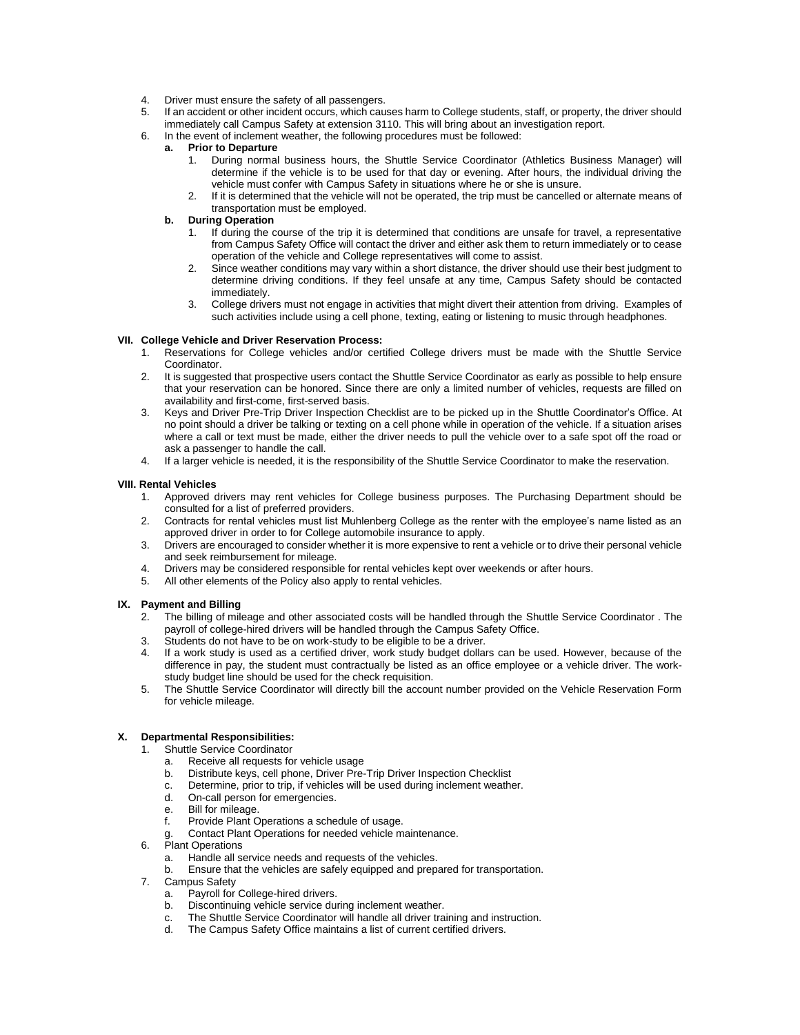4. Driver must ensure the safety of all passengers.
5. If an accident or other incident occurs, which causes harm to College students, staff, or property, the driver should immediately call Campus Safety at extension 3110. This will bring about an investigation report.
6. In the event of inclement weather, the following procedures must be followed:
   - **a. Prior to Departure**
     1. During normal business hours, the Shuttle Service Coordinator (Athletics Business Manager) will determine if the vehicle is to be used for that day or evening. After hours, the individual driving the vehicle must confer with Campus Safety in situations where he or she is unsure.
     2. If it is determined that the vehicle will not be operated, the trip must be cancelled or alternate means of transportation must be employed.
   - **b. During Operation**
     1. If during the course of the trip it is determined that conditions are unsafe for travel, a representative from Campus Safety Office will contact the driver and either ask them to return immediately or to cease operation of the vehicle and College representatives will come to assist.
     2. Since weather conditions may vary within a short distance, the driver should use their best judgment to determine driving conditions. If they feel unsafe at any time, Campus Safety should be contacted immediately.
     3. College drivers must not engage in activities that might divert their attention from driving. Examples of such activities include using a cell phone, texting, eating or listening to music through headphones.

**VII. College Vehicle and Driver Reservation Process:**

1. Reservations for College vehicles and/or certified College drivers must be made with the Shuttle Service Coordinator.
2. It is suggested that prospective users contact the Shuttle Service Coordinator as early as possible to help ensure that your reservation can be honored. Since there are only a limited number of vehicles, requests are filled on availability and first-come, first-served basis.
3. Keys and Driver Pre-Trip Driver Inspection Checklist are to be picked up in the Shuttle Coordinator's Office. At no point should a driver be talking or texting on a cell phone while in operation of the vehicle. If a situation arises where a call or text must be made, either the driver needs to pull the vehicle over to a safe spot off the road or ask a passenger to handle the call.
4. If a larger vehicle is needed, it is the responsibility of the Shuttle Service Coordinator to make the reservation.

**VIII. Rental Vehicles**

1. Approved drivers may rent vehicles for College business purposes. The Purchasing Department should be consulted for a list of preferred providers.
2. Contracts for rental vehicles must list Muhlenberg College as the renter with the employee's name listed as an approved driver in order to for College automobile insurance to apply.
3. Drivers are encouraged to consider whether it is more expensive to rent a vehicle or to drive their personal vehicle and seek reimbursement for mileage.
4. Drivers may be considered responsible for rental vehicles kept over weekends or after hours.
5. All other elements of the Policy also apply to rental vehicles.

**IX. Payment and Billing**

2. The billing of mileage and other associated costs will be handled through the Shuttle Service Coordinator . The payroll of college-hired drivers will be handled through the Campus Safety Office.
3. Students do not have to be on work-study to be eligible to be a driver.
4. If a work study is used as a certified driver, work study budget dollars can be used. However, because of the difference in pay, the student must contractually be listed as an office employee or a vehicle driver. The work-study budget line should be used for the check requisition.
5. The Shuttle Service Coordinator will directly bill the account number provided on the Vehicle Reservation Form for vehicle mileage.

**X. Departmental Responsibilities:**

1. Shuttle Service Coordinator
   - a. Receive all requests for vehicle usage
   - b. Distribute keys, cell phone, Driver Pre-Trip Driver Inspection Checklist
   - c. Determine, prior to trip, if vehicles will be used during inclement weather.
   - d. On-call person for emergencies.
   - e. Bill for mileage.
   - f. Provide Plant Operations a schedule of usage.
   - g. Contact Plant Operations for needed vehicle maintenance.
6. Plant Operations
   - a. Handle all service needs and requests of the vehicles.
   - b. Ensure that the vehicles are safely equipped and prepared for transportation.
7. Campus Safety
   - a. Payroll for College-hired drivers.
   - b. Discontinuing vehicle service during inclement weather.
   - c. The Shuttle Service Coordinator will handle all driver training and instruction.
   - d. The Campus Safety Office maintains a list of current certified drivers.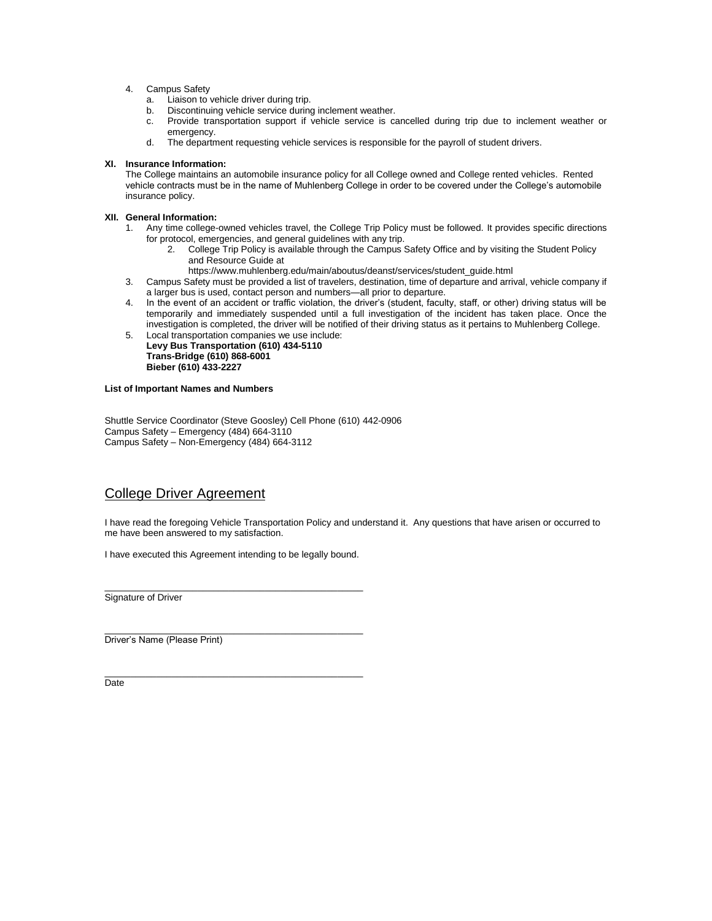4. Campus Safety
   a. Liaison to vehicle driver during trip.
   b. Discontinuing vehicle service during inclement weather.
   c. Provide transportation support if vehicle service is cancelled during trip due to inclement weather or emergency.
   d. The department requesting vehicle services is responsible for the payroll of student drivers.

**XI. Insurance Information:**

The College maintains an automobile insurance policy for all College owned and College rented vehicles. Rented vehicle contracts must be in the name of Muhlenberg College in order to be covered under the College's automobile insurance policy.

**XII. General Information:**

1. Any time college-owned vehicles travel, the College Trip Policy must be followed. It provides specific directions for protocol, emergencies, and general guidelines with any trip.
   2. College Trip Policy is available through the Campus Safety Office and by visiting the Student Policy and Resource Guide at https://www.muhlenberg.edu/main/aboutus/deanst/services/student_guide.html
3. Campus Safety must be provided a list of travelers, destination, time of departure and arrival, vehicle company if a larger bus is used, contact person and numbers—all prior to departure.
4. In the event of an accident or traffic violation, the driver's (student, faculty, staff, or other) driving status will be temporarily and immediately suspended until a full investigation of the incident has taken place. Once the investigation is completed, the driver will be notified of their driving status as it pertains to Muhlenberg College.
5. Local transportation companies we use include:
   **Levy Bus Transportation (610) 434-5110**
   **Trans-Bridge (610) 868-6001**
   **Bieber (610) 433-2227**

**List of Important Names and Numbers**

Shuttle Service Coordinator (Steve Goosley) Cell Phone (610) 442-0906
Campus Safety – Emergency (484) 664-3110
Campus Safety – Non-Emergency (484) 664-3112

## College Driver Agreement

I have read the foregoing Vehicle Transportation Policy and understand it. Any questions that have arisen or occurred to me have been answered to my satisfaction.

I have executed this Agreement intending to be legally bound.

\_\_\_\_\_\_\_\_\_\_\_\_\_\_\_\_\_\_\_\_\_\_\_\_\_\_\_\_\_\_\_\_\_\_\_\_\_\_\_\_\_\_\_\_
Signature of Driver

\_\_\_\_\_\_\_\_\_\_\_\_\_\_\_\_\_\_\_\_\_\_\_\_\_\_\_\_\_\_\_\_\_\_\_\_\_\_\_\_\_\_\_\_
Driver's Name (Please Print)

\_\_\_\_\_\_\_\_\_\_\_\_\_\_\_\_\_\_\_\_\_\_\_\_\_\_\_\_\_\_\_\_\_\_\_\_\_\_\_\_\_\_\_\_
Date